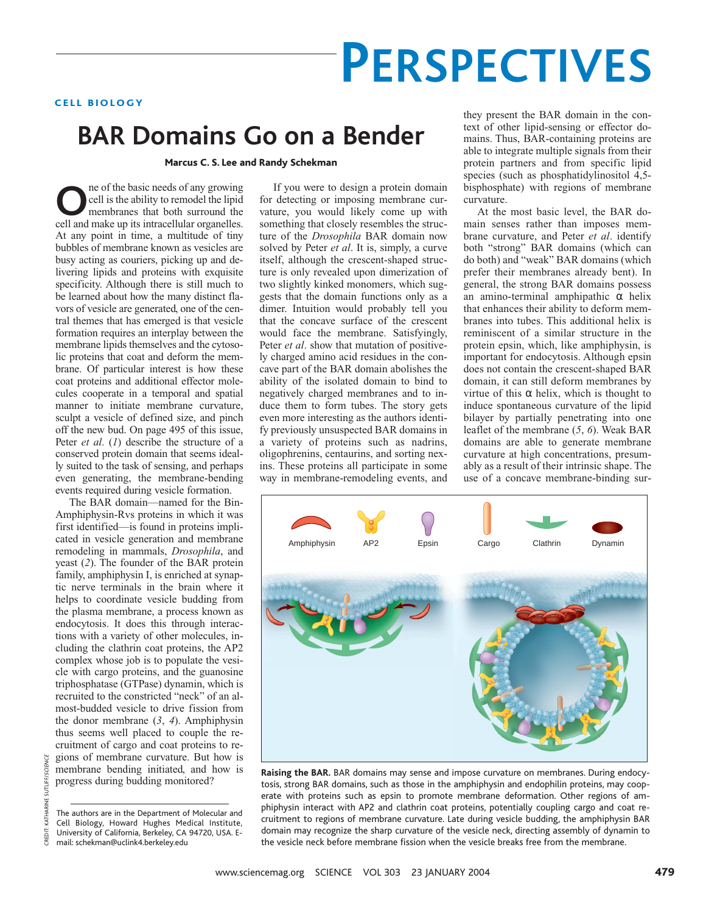# PERSPECTIVES

CELL BIOLOGY

## BAR Domains Go on a Bender

**Marcus C. S. Lee and Randy Schekman**

One of the basic needs of any growing cell is the ability to remodel the lipid membranes that both surround the cell and make up its intracellular organelles. At any point in time, a multitude of tiny bubbles of membrane known as vesicles are busy acting as couriers, picking up and delivering lipids and proteins with exquisite specificity. Although there is still much to be learned about how the many distinct flavors of vesicle are generated, one of the central themes that has emerged is that vesicle formation requires an interplay between the membrane lipids themselves and the cytosolic proteins that coat and deform the membrane. Of particular interest is how these coat proteins and additional effector molecules cooperate in a temporal and spatial manner to initiate membrane curvature, sculpt a vesicle of defined size, and pinch off the new bud. On page 495 of this issue, Peter *et al*. (*1*) describe the structure of a conserved protein domain that seems ideally suited to the task of sensing, and perhaps even generating, the membrane-bending events required during vesicle formation.

The BAR domain—named for the Bin-Amphiphysin-Rvs proteins in which it was first identified—is found in proteins implicated in vesicle generation and membrane remodeling in mammals, *Drosophila*, and yeast (*2*). The founder of the BAR protein family, amphiphysin I, is enriched at synaptic nerve terminals in the brain where it helps to coordinate vesicle budding from the plasma membrane, a process known as endocytosis. It does this through interactions with a variety of other molecules, including the clathrin coat proteins, the AP2 complex whose job is to populate the vesicle with cargo proteins, and the guanosine triphosphatase (GTPase) dynamin, which is recruited to the constricted "neck" of an almost-budded vesicle to drive fission from the donor membrane (*3*, *4*). Amphiphysin thus seems well placed to couple the recruitment of cargo and coat proteins to regions of membrane curvature. But how is membrane bending initiated, and how is progress during budding monitored?

If you were to design a protein domain for detecting or imposing membrane curvature, you would likely come up with something that closely resembles the structure of the *Drosophila* BAR domain now solved by Peter *et al*. It is, simply, a curve itself, although the crescent-shaped structure is only revealed upon dimerization of two slightly kinked monomers, which suggests that the domain functions only as a dimer. Intuition would probably tell you that the concave surface of the crescent would face the membrane. Satisfyingly, Peter *et al*. show that mutation of positively charged amino acid residues in the concave part of the BAR domain abolishes the ability of the isolated domain to bind to negatively charged membranes and to induce them to form tubes. The story gets even more interesting as the authors identify previously unsuspected BAR domains in a variety of proteins such as nadrins, oligophrenins, centaurins, and sorting nexins. These proteins all participate in some way in membrane-remodeling events, and they present the BAR domain in the context of other lipid-sensing or effector domains. Thus, BAR-containing proteins are able to integrate multiple signals from their protein partners and from specific lipid species (such as phosphatidylinositol 4,5-bisphosphate) with regions of membrane curvature.

At the most basic level, the BAR domain senses rather than imposes membrane curvature, and Peter *et al*. identify both "strong" BAR domains (which can do both) and "weak" BAR domains (which prefer their membranes already bent). In general, the strong BAR domains possess an amino-terminal amphipathic α helix that enhances their ability to deform membranes into tubes. This additional helix is reminiscent of a similar structure in the protein epsin, which, like amphiphysin, is important for endocytosis. Although epsin does not contain the crescent-shaped BAR domain, it can still deform membranes by virtue of this α helix, which is thought to induce spontaneous curvature of the lipid bilayer by partially penetrating into one leaflet of the membrane (*5*, *6*). Weak BAR domains are able to generate membrane curvature at high concentrations, presumably as a result of their intrinsic shape. The use of a concave membrane-binding sur-

**Raising the BAR.** BAR domains may sense and impose curvature on membranes. During endocytosis, strong BAR domains, such as those in the amphiphysin and endophilin proteins, may cooperate with proteins such as epsin to promote membrane deformation. Other regions of amphiphysin interact with AP2 and clathrin coat proteins, potentially coupling cargo and coat recruitment to regions of membrane curvature. Late during vesicle budding, the amphiphysin BAR domain may recognize the sharp curvature of the vesicle neck, directing assembly of dynamin to the vesicle neck before membrane fission when the vesicle breaks free from the membrane.

The authors are in the Department of Molecular and Cell Biology, Howard Hughes Medical Institute, University of California, Berkeley, CA 94720, USA. E-mail: schekman@uclink4.berkeley.edu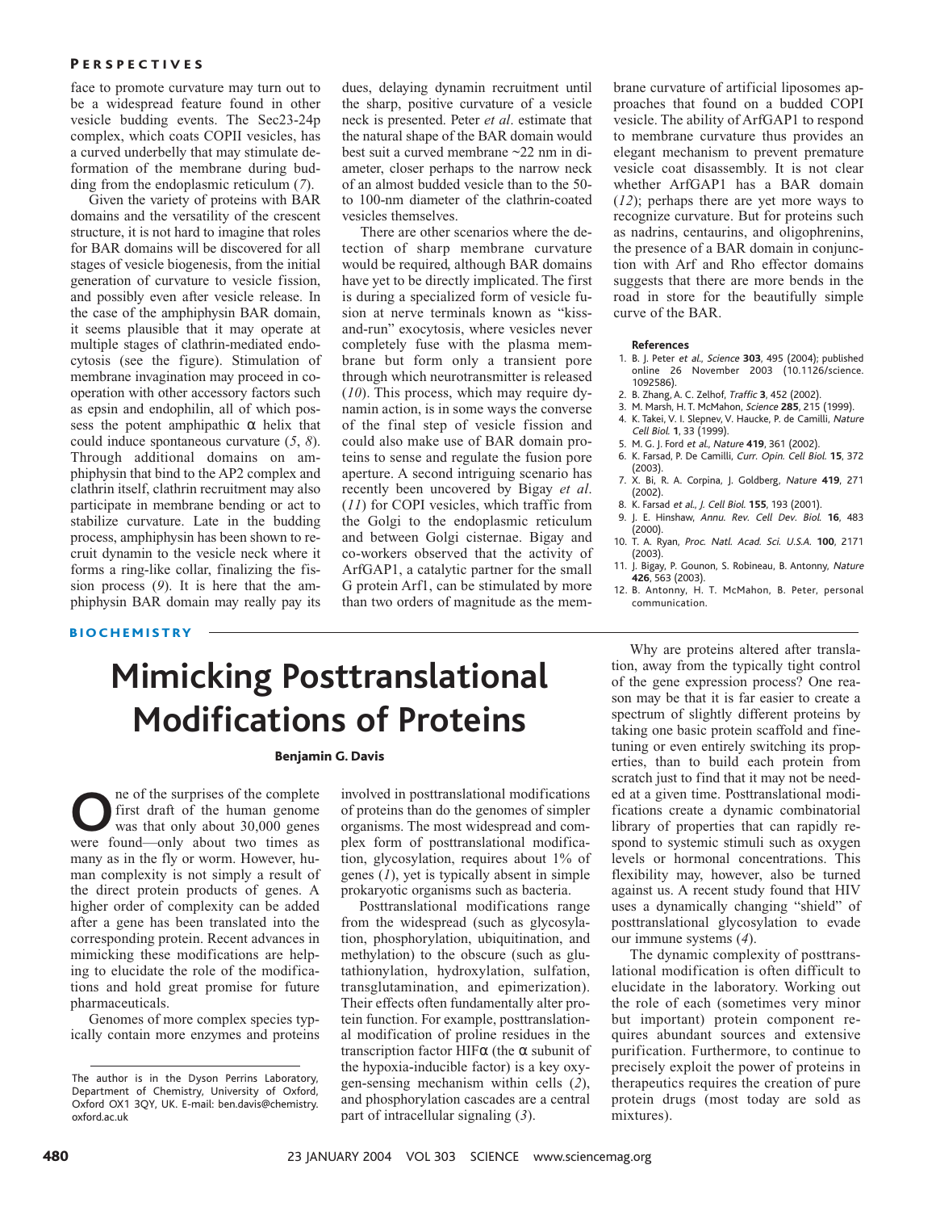face to promote curvature may turn out to be a widespread feature found in other vesicle budding events. The Sec23-24p complex, which coats COPII vesicles, has a curved underbelly that may stimulate deformation of the membrane during budding from the endoplasmic reticulum (*7*).

Given the variety of proteins with BAR domains and the versatility of the crescent structure, it is not hard to imagine that roles for BAR domains will be discovered for all stages of vesicle biogenesis, from the initial generation of curvature to vesicle fission, and possibly even after vesicle release. In the case of the amphiphysin BAR domain, it seems plausible that it may operate at multiple stages of clathrin-mediated endocytosis (see the figure). Stimulation of membrane invagination may proceed in cooperation with other accessory factors such as epsin and endophilin, all of which possess the potent amphipathic α helix that could induce spontaneous curvature (*5*, *8*). Through additional domains on amphiphysin that bind to the AP2 complex and clathrin itself, clathrin recruitment may also participate in membrane bending or act to stabilize curvature. Late in the budding process, amphiphysin has been shown to recruit dynamin to the vesicle neck where it forms a ring-like collar, finalizing the fission process (*9*). It is here that the amphiphysin BAR domain may really pay its dues, delaying dynamin recruitment until the sharp, positive curvature of a vesicle neck is presented. Peter *et al*. estimate that the natural shape of the BAR domain would best suit a curved membrane ~22 nm in diameter, closer perhaps to the narrow neck of an almost budded vesicle than to the 50- to 100-nm diameter of the clathrin-coated vesicles themselves.

There are other scenarios where the detection of sharp membrane curvature would be required, although BAR domains have yet to be directly implicated. The first is during a specialized form of vesicle fusion at nerve terminals known as "kiss-and-run" exocytosis, where vesicles never completely fuse with the plasma membrane but form only a transient pore through which neurotransmitter is released (*10*). This process, which may require dynamin action, is in some ways the converse of the final step of vesicle fission and could also make use of BAR domain proteins to sense and regulate the fusion pore aperture. A second intriguing scenario has recently been uncovered by Bigay *et al*. (*11*) for COPI vesicles, which traffic from the Golgi to the endoplasmic reticulum and between Golgi cisternae. Bigay and co-workers observed that the activity of ArfGAP1, a catalytic partner for the small G protein Arf1, can be stimulated by more than two orders of magnitude as the membrane curvature of artificial liposomes approaches that found on a budded COPI vesicle. The ability of ArfGAP1 to respond to membrane curvature thus provides an elegant mechanism to prevent premature vesicle coat disassembly. It is not clear whether ArfGAP1 has a BAR domain (*12*); perhaps there are yet more ways to recognize curvature. But for proteins such as nadrins, centaurins, and oligophrenins, the presence of a BAR domain in conjunction with Arf and Rho effector domains suggests that there are more bends in the road in store for the beautifully simple curve of the BAR.

#### References

1. B. J. Peter *et al.*, *Science* **303**, 495 (2004); published online 26 November 2003 (10.1126/science.1092586).
2. B. Zhang, A. C. Zelhof, *Traffic* **3**, 452 (2002).
3. M. Marsh, H. T. McMahon, *Science* **285**, 215 (1999).
4. K. Takei, V. I. Slepnev, V. Haucke, P. de Camilli, *Nature Cell Biol.* **1**, 33 (1999).
5. M. G. J. Ford *et al.*, *Nature* **419**, 361 (2002).
6. K. Farsad, P. De Camilli, *Curr. Opin. Cell Biol.* **15**, 372 (2003).
7. X. Bi, R. A. Corpina, J. Goldberg, *Nature* **419**, 271 (2002).
8. K. Farsad *et al.*, *J. Cell Biol.* **155**, 193 (2001).
9. J. E. Hinshaw, *Annu. Rev. Cell Dev. Biol.* **16**, 483 (2000).
10. T. A. Ryan, *Proc. Natl. Acad. Sci. U.S.A.* **100**, 2171 (2003).
11. J. Bigay, P. Gounon, S. Robineau, B. Antonny, *Nature* **426**, 563 (2003).
12. B. Antonny, H. T. McMahon, B. Peter, personal communication.

BIOCHEMISTRY

# Mimicking Posttranslational Modifications of Proteins

**Benjamin G. Davis**

One of the surprises of the complete first draft of the human genome was that only about 30,000 genes were found—only about two times as many as in the fly or worm. However, human complexity is not simply a result of the direct protein products of genes. A higher order of complexity can be added after a gene has been translated into the corresponding protein. Recent advances in mimicking these modifications are helping to elucidate the role of the modifications and hold great promise for future pharmaceuticals.

Genomes of more complex species typically contain more enzymes and proteins involved in posttranslational modifications of proteins than do the genomes of simpler organisms. The most widespread and complex form of posttranslational modification, glycosylation, requires about 1% of genes (*1*), yet is typically absent in simple prokaryotic organisms such as bacteria.

Posttranslational modifications range from the widespread (such as glycosylation, phosphorylation, ubiquitination, and methylation) to the obscure (such as glutathionylation, hydroxylation, sulfation, transglutamination, and epimerization). Their effects often fundamentally alter protein function. For example, posttranslational modification of proline residues in the transcription factor HIFα (the α subunit of the hypoxia-inducible factor) is a key oxygen-sensing mechanism within cells (*2*), and phosphorylation cascades are a central part of intracellular signaling (*3*).

Why are proteins altered after translation, away from the typically tight control of the gene expression process? One reason may be that it is far easier to create a spectrum of slightly different proteins by taking one basic protein scaffold and fine-tuning or even entirely switching its properties, than to build each protein from scratch just to find that it may not be needed at a given time. Posttranslational modifications create a dynamic combinatorial library of properties that can rapidly respond to systemic stimuli such as oxygen levels or hormonal concentrations. This flexibility may, however, also be turned against us. A recent study found that HIV uses a dynamically changing "shield" of posttranslational glycosylation to evade our immune systems (*4*).

The dynamic complexity of posttranslational modification is often difficult to elucidate in the laboratory. Working out the role of each (sometimes very minor but important) protein component requires abundant sources and extensive purification. Furthermore, to continue to precisely exploit the power of proteins in therapeutics requires the creation of pure protein drugs (most today are sold as mixtures).

The author is in the Dyson Perrins Laboratory, Department of Chemistry, University of Oxford, Oxford OX1 3QY, UK. E-mail: ben.davis@chemistry.oxford.ac.uk